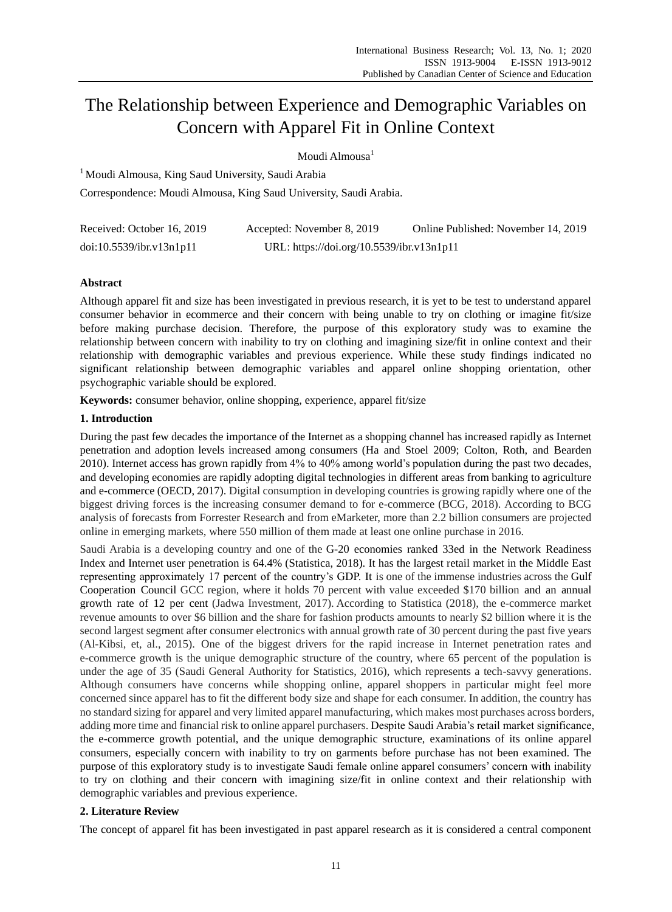# The Relationship between Experience and Demographic Variables on Concern with Apparel Fit in Online Context

Moudi Almousa[1]

[1] Moudi Almousa, King Saud University, Saudi Arabia

Correspondence: Moudi Almousa, King Saud University, Saudi Arabia.

Received: October 16, 2019 Accepted: November 8, 2019 Online Published: November 14, 2019

doi:10.5539/ibr.v13n1p11 URL: https://doi.org/10.5539/ibr.v13n1p11

## Abstract

Although apparel fit and size has been investigated in previous research, it is yet to be test to understand apparel consumer behavior in ecommerce and their concern with being unable to try on clothing or imagine fit/size before making purchase decision. Therefore, the purpose of this exploratory study was to examine the relationship between concern with inability to try on clothing and imagining size/fit in online context and their relationship with demographic variables and previous experience. While these study findings indicated no significant relationship between demographic variables and apparel online shopping orientation, other psychographic variable should be explored.

**Keywords:** consumer behavior, online shopping, experience, apparel fit/size

## 1. Introduction

During the past few decades the importance of the Internet as a shopping channel has increased rapidly as Internet penetration and adoption levels increased among consumers (Ha and Stoel 2009; Colton, Roth, and Bearden 2010). Internet access has grown rapidly from 4% to 40% among world's population during the past two decades, and developing economies are rapidly adopting digital technologies in different areas from banking to agriculture and e-commerce (OECD, 2017). Digital consumption in developing countries is growing rapidly where one of the biggest driving forces is the increasing consumer demand to for e-commerce (BCG, 2018). According to BCG analysis of forecasts from Forrester Research and from eMarketer, more than 2.2 billion consumers are projected online in emerging markets, where 550 million of them made at least one online purchase in 2016.

Saudi Arabia is a developing country and one of the G-20 economies ranked 33ed in the Network Readiness Index and Internet user penetration is 64.4% (Statistica, 2018). It has the largest retail market in the Middle East representing approximately 17 percent of the country's GDP. It is one of the immense industries across the Gulf Cooperation Council GCC region, where it holds 70 percent with value exceeded $170 billion and an annual growth rate of 12 per cent (Jadwa Investment, 2017). According to Statistica (2018), the e-commerce market revenue amounts to over $6 billion and the share for fashion products amounts to nearly $2 billion where it is the second largest segment after consumer electronics with annual growth rate of 30 percent during the past five years (Al-Kibsi, et, al., 2015). One of the biggest drivers for the rapid increase in Internet penetration rates and e-commerce growth is the unique demographic structure of the country, where 65 percent of the population is under the age of 35 (Saudi General Authority for Statistics, 2016), which represents a tech-savvy generations. Although consumers have concerns while shopping online, apparel shoppers in particular might feel more concerned since apparel has to fit the different body size and shape for each consumer. In addition, the country has no standard sizing for apparel and very limited apparel manufacturing, which makes most purchases across borders, adding more time and financial risk to online apparel purchasers. Despite Saudi Arabia's retail market significance, the e-commerce growth potential, and the unique demographic structure, examinations of its online apparel consumers, especially concern with inability to try on garments before purchase has not been examined. The purpose of this exploratory study is to investigate Saudi female online apparel consumers' concern with inability to try on clothing and their concern with imagining size/fit in online context and their relationship with demographic variables and previous experience.

## 2. Literature Review

The concept of apparel fit has been investigated in past apparel research as it is considered a central component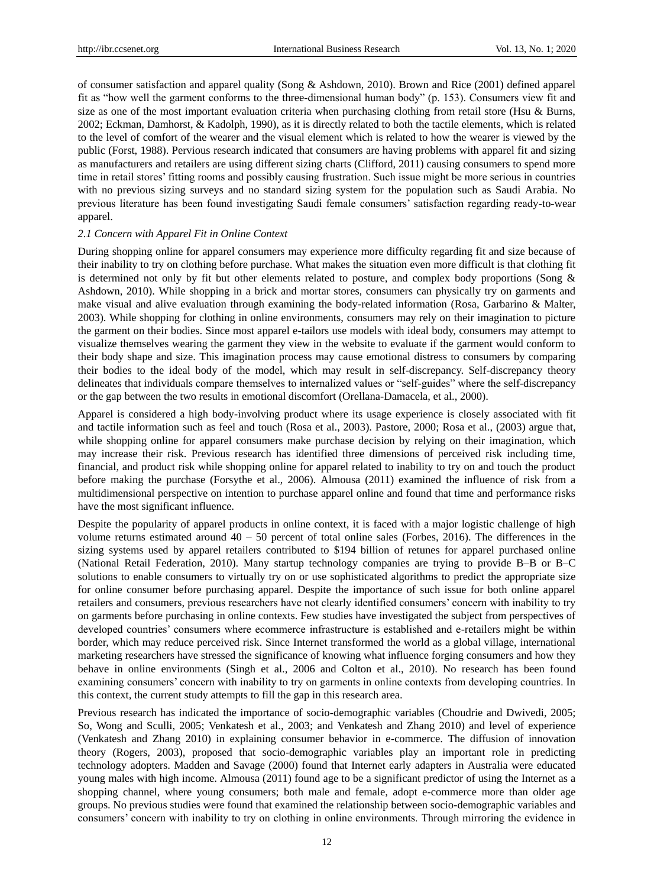of consumer satisfaction and apparel quality (Song & Ashdown, 2010). Brown and Rice (2001) defined apparel fit as "how well the garment conforms to the three-dimensional human body" (p. 153). Consumers view fit and size as one of the most important evaluation criteria when purchasing clothing from retail store (Hsu & Burns, 2002; Eckman, Damhorst, & Kadolph, 1990), as it is directly related to both the tactile elements, which is related to the level of comfort of the wearer and the visual element which is related to how the wearer is viewed by the public (Forst, 1988). Pervious research indicated that consumers are having problems with apparel fit and sizing as manufacturers and retailers are using different sizing charts (Clifford, 2011) causing consumers to spend more time in retail stores' fitting rooms and possibly causing frustration. Such issue might be more serious in countries with no previous sizing surveys and no standard sizing system for the population such as Saudi Arabia. No previous literature has been found investigating Saudi female consumers' satisfaction regarding ready-to-wear apparel.

### *2.1 Concern with Apparel Fit in Online Context*

During shopping online for apparel consumers may experience more difficulty regarding fit and size because of their inability to try on clothing before purchase. What makes the situation even more difficult is that clothing fit is determined not only by fit but other elements related to posture, and complex body proportions (Song & Ashdown, 2010). While shopping in a brick and mortar stores, consumers can physically try on garments and make visual and alive evaluation through examining the body-related information (Rosa, Garbarino & Malter, 2003). While shopping for clothing in online environments, consumers may rely on their imagination to picture the garment on their bodies. Since most apparel e-tailors use models with ideal body, consumers may attempt to visualize themselves wearing the garment they view in the website to evaluate if the garment would conform to their body shape and size. This imagination process may cause emotional distress to consumers by comparing their bodies to the ideal body of the model, which may result in self-discrepancy. Self-discrepancy theory delineates that individuals compare themselves to internalized values or "self-guides" where the self-discrepancy or the gap between the two results in emotional discomfort (Orellana-Damacela, et al., 2000).

Apparel is considered a high body-involving product where its usage experience is closely associated with fit and tactile information such as feel and touch (Rosa et al., 2003). Pastore, 2000; Rosa et al., (2003) argue that, while shopping online for apparel consumers make purchase decision by relying on their imagination, which may increase their risk. Previous research has identified three dimensions of perceived risk including time, financial, and product risk while shopping online for apparel related to inability to try on and touch the product before making the purchase (Forsythe et al., 2006). Almousa (2011) examined the influence of risk from a multidimensional perspective on intention to purchase apparel online and found that time and performance risks have the most significant influence.

Despite the popularity of apparel products in online context, it is faced with a major logistic challenge of high volume returns estimated around 40 – 50 percent of total online sales (Forbes, 2016). The differences in the sizing systems used by apparel retailers contributed to $194 billion of retunes for apparel purchased online (National Retail Federation, 2010). Many startup technology companies are trying to provide B–B or B–C solutions to enable consumers to virtually try on or use sophisticated algorithms to predict the appropriate size for online consumer before purchasing apparel. Despite the importance of such issue for both online apparel retailers and consumers, previous researchers have not clearly identified consumers' concern with inability to try on garments before purchasing in online contexts. Few studies have investigated the subject from perspectives of developed countries' consumers where ecommerce infrastructure is established and e-retailers might be within border, which may reduce perceived risk. Since Internet transformed the world as a global village, international marketing researchers have stressed the significance of knowing what influence forging consumers and how they behave in online environments (Singh et al., 2006 and Colton et al., 2010). No research has been found examining consumers' concern with inability to try on garments in online contexts from developing countries. In this context, the current study attempts to fill the gap in this research area.

Previous research has indicated the importance of socio-demographic variables (Choudrie and Dwivedi, 2005; So, Wong and Sculli, 2005; Venkatesh et al., 2003; and Venkatesh and Zhang 2010) and level of experience (Venkatesh and Zhang 2010) in explaining consumer behavior in e-commerce. The diffusion of innovation theory (Rogers, 2003), proposed that socio-demographic variables play an important role in predicting technology adopters. Madden and Savage (2000) found that Internet early adapters in Australia were educated young males with high income. Almousa (2011) found age to be a significant predictor of using the Internet as a shopping channel, where young consumers; both male and female, adopt e-commerce more than older age groups. No previous studies were found that examined the relationship between socio-demographic variables and consumers' concern with inability to try on clothing in online environments. Through mirroring the evidence in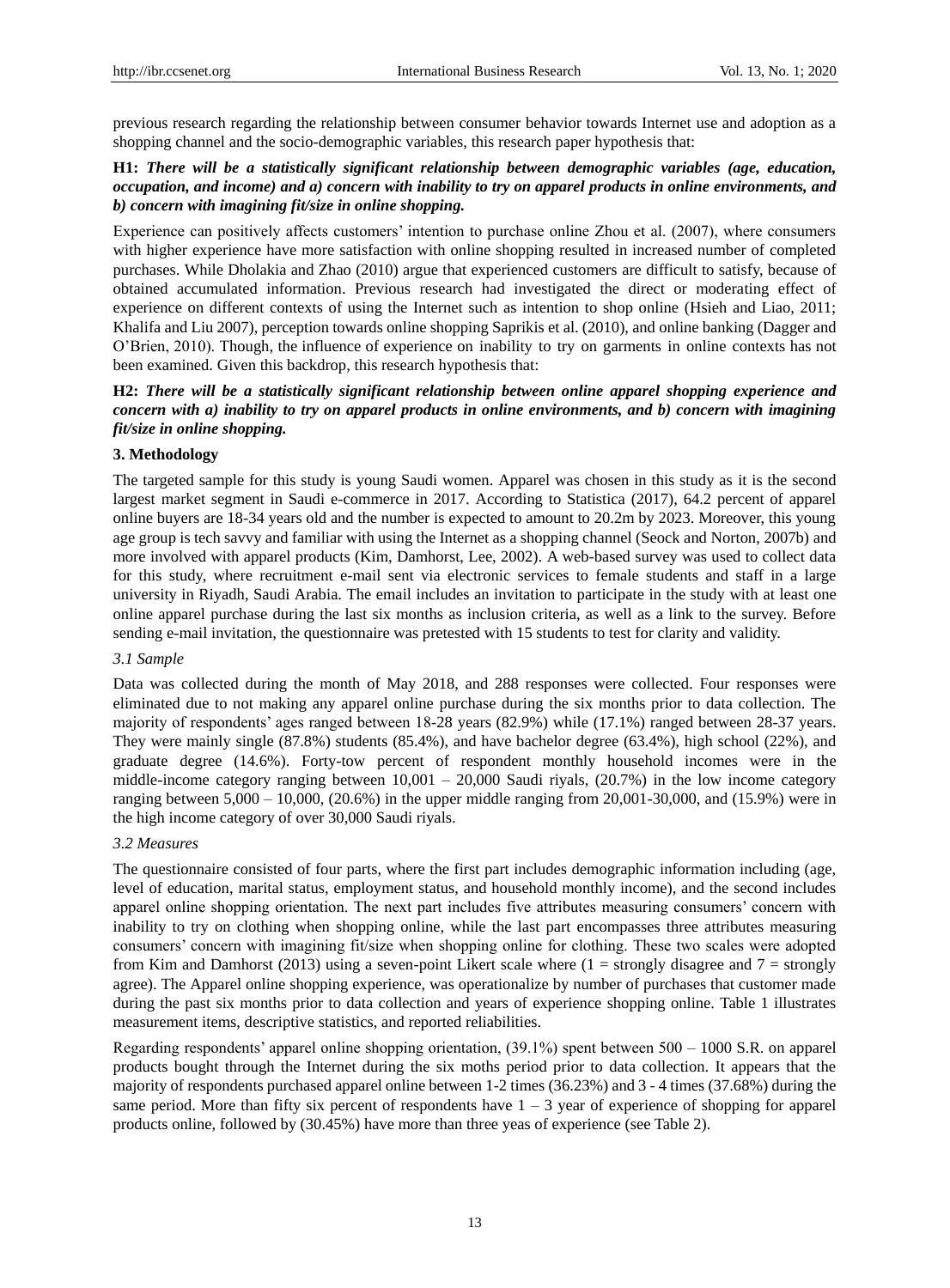previous research regarding the relationship between consumer behavior towards Internet use and adoption as a shopping channel and the socio-demographic variables, this research paper hypothesis that:

**H1:** ***There will be a statistically significant relationship between demographic variables (age, education, occupation, and income) and a) concern with inability to try on apparel products in online environments, and b) concern with imagining fit/size in online shopping.***

Experience can positively affects customers' intention to purchase online Zhou et al. (2007), where consumers with higher experience have more satisfaction with online shopping resulted in increased number of completed purchases. While Dholakia and Zhao (2010) argue that experienced customers are difficult to satisfy, because of obtained accumulated information. Previous research had investigated the direct or moderating effect of experience on different contexts of using the Internet such as intention to shop online (Hsieh and Liao, 2011; Khalifa and Liu 2007), perception towards online shopping Saprikis et al. (2010), and online banking (Dagger and O'Brien, 2010). Though, the influence of experience on inability to try on garments in online contexts has not been examined. Given this backdrop, this research hypothesis that:

**H2:** ***There will be a statistically significant relationship between online apparel shopping experience and concern with a) inability to try on apparel products in online environments, and b) concern with imagining fit/size in online shopping.***

## 3. Methodology

The targeted sample for this study is young Saudi women. Apparel was chosen in this study as it is the second largest market segment in Saudi e-commerce in 2017. According to Statistica (2017), 64.2 percent of apparel online buyers are 18-34 years old and the number is expected to amount to 20.2m by 2023. Moreover, this young age group is tech savvy and familiar with using the Internet as a shopping channel (Seock and Norton, 2007b) and more involved with apparel products (Kim, Damhorst, Lee, 2002). A web-based survey was used to collect data for this study, where recruitment e-mail sent via electronic services to female students and staff in a large university in Riyadh, Saudi Arabia. The email includes an invitation to participate in the study with at least one online apparel purchase during the last six months as inclusion criteria, as well as a link to the survey. Before sending e-mail invitation, the questionnaire was pretested with 15 students to test for clarity and validity.

### *3.1 Sample*

Data was collected during the month of May 2018, and 288 responses were collected. Four responses were eliminated due to not making any apparel online purchase during the six months prior to data collection. The majority of respondents' ages ranged between 18-28 years (82.9%) while (17.1%) ranged between 28-37 years. They were mainly single (87.8%) students (85.4%), and have bachelor degree (63.4%), high school (22%), and graduate degree (14.6%). Forty-tow percent of respondent monthly household incomes were in the middle-income category ranging between 10,001 – 20,000 Saudi riyals, (20.7%) in the low income category ranging between 5,000 – 10,000, (20.6%) in the upper middle ranging from 20,001-30,000, and (15.9%) were in the high income category of over 30,000 Saudi riyals.

### *3.2 Measures*

The questionnaire consisted of four parts, where the first part includes demographic information including (age, level of education, marital status, employment status, and household monthly income), and the second includes apparel online shopping orientation. The next part includes five attributes measuring consumers' concern with inability to try on clothing when shopping online, while the last part encompasses three attributes measuring consumers' concern with imagining fit/size when shopping online for clothing. These two scales were adopted from Kim and Damhorst (2013) using a seven-point Likert scale where (1 = strongly disagree and 7 = strongly agree). The Apparel online shopping experience, was operationalize by number of purchases that customer made during the past six months prior to data collection and years of experience shopping online. Table 1 illustrates measurement items, descriptive statistics, and reported reliabilities.

Regarding respondents' apparel online shopping orientation, (39.1%) spent between 500 – 1000 S.R. on apparel products bought through the Internet during the six moths period prior to data collection. It appears that the majority of respondents purchased apparel online between 1-2 times (36.23%) and 3 - 4 times (37.68%) during the same period. More than fifty six percent of respondents have 1 – 3 year of experience of shopping for apparel products online, followed by (30.45%) have more than three yeas of experience (see Table 2).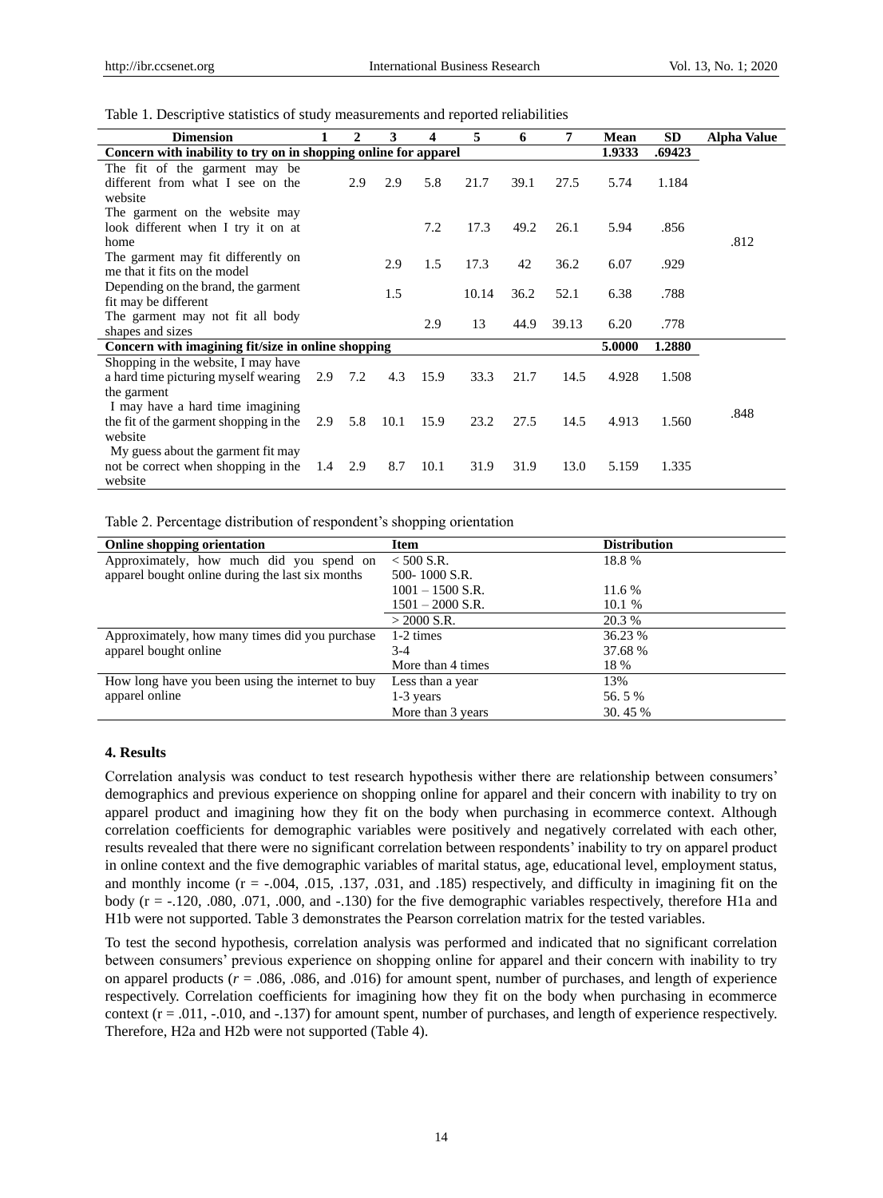Table 1. Descriptive statistics of study measurements and reported reliabilities

| Dimension | 1 | 2 | 3 | 4 | 5 | 6 | 7 | Mean | SD | Alpha Value |
|---|---|---|---|---|---|---|---|---|---|---|
| **Concern with inability to try on in shopping online for apparel** | | | | | | | | **1.9333** | **.69423** | |
| The fit of the garment may be different from what I see on the website | | 2.9 | 2.9 | 5.8 | 21.7 | 39.1 | 27.5 | 5.74 | 1.184 | |
| The garment on the website may look different when I try it on at home | | | | 7.2 | 17.3 | 49.2 | 26.1 | 5.94 | .856 | |
| The garment may fit differently on me that it fits on the model | | | 2.9 | 1.5 | 17.3 | 42 | 36.2 | 6.07 | .929 | .812 |
| Depending on the brand, the garment fit may be different | | | 1.5 | | 10.14 | 36.2 | 52.1 | 6.38 | .788 | |
| The garment may not fit all body shapes and sizes | | | | 2.9 | 13 | 44.9 | 39.13 | 6.20 | .778 | |
| **Concern with imagining fit/size in online shopping** | | | | | | | | **5.0000** | **1.2880** | |
| Shopping in the website, I may have a hard time picturing myself wearing the garment | 2.9 | 7.2 | 4.3 | 15.9 | 33.3 | 21.7 | 14.5 | 4.928 | 1.508 | |
| I may have a hard time imagining the fit of the garment shopping in the website | 2.9 | 5.8 | 10.1 | 15.9 | 23.2 | 27.5 | 14.5 | 4.913 | 1.560 | .848 |
| My guess about the garment fit may not be correct when shopping in the website | 1.4 | 2.9 | 8.7 | 10.1 | 31.9 | 31.9 | 13.0 | 5.159 | 1.335 | |

Table 2. Percentage distribution of respondent's shopping orientation

| Online shopping orientation | Item | Distribution |
|---|---|---|
| Approximately, how much did you spend on apparel bought online during the last six months | < 500 S.R. | 18.8 % |
| | 500- 1000 S.R. | |
| | 1001 – 1500 S.R. | 11.6 % |
| | 1501 – 2000 S.R. | 10.1 % |
| | > 2000 S.R. | 20.3 % |
| Approximately, how many times did you purchase apparel bought online | 1-2 times | 36.23 % |
| | 3-4 | 37.68 % |
| | More than 4 times | 18 % |
| How long have you been using the internet to buy apparel online | Less than a year | 13% |
| | 1-3 years | 56. 5 % |
| | More than 3 years | 30. 45 % |

## 4. Results

Correlation analysis was conduct to test research hypothesis wither there are relationship between consumers' demographics and previous experience on shopping online for apparel and their concern with inability to try on apparel product and imagining how they fit on the body when purchasing in ecommerce context. Although correlation coefficients for demographic variables were positively and negatively correlated with each other, results revealed that there were no significant correlation between respondents' inability to try on apparel product in online context and the five demographic variables of marital status, age, educational level, employment status, and monthly income ($r$ = -.004, .015, .137, .031, and .185) respectively, and difficulty in imagining fit on the body ($r$ = -.120, .080, .071, .000, and -.130) for the five demographic variables respectively, therefore H1a and H1b were not supported. Table 3 demonstrates the Pearson correlation matrix for the tested variables.

To test the second hypothesis, correlation analysis was performed and indicated that no significant correlation between consumers' previous experience on shopping online for apparel and their concern with inability to try on apparel products ($r$ = .086, .086, and .016) for amount spent, number of purchases, and length of experience respectively. Correlation coefficients for imagining how they fit on the body when purchasing in ecommerce context ($r$ = .011, -.010, and -.137) for amount spent, number of purchases, and length of experience respectively. Therefore, H2a and H2b were not supported (Table 4).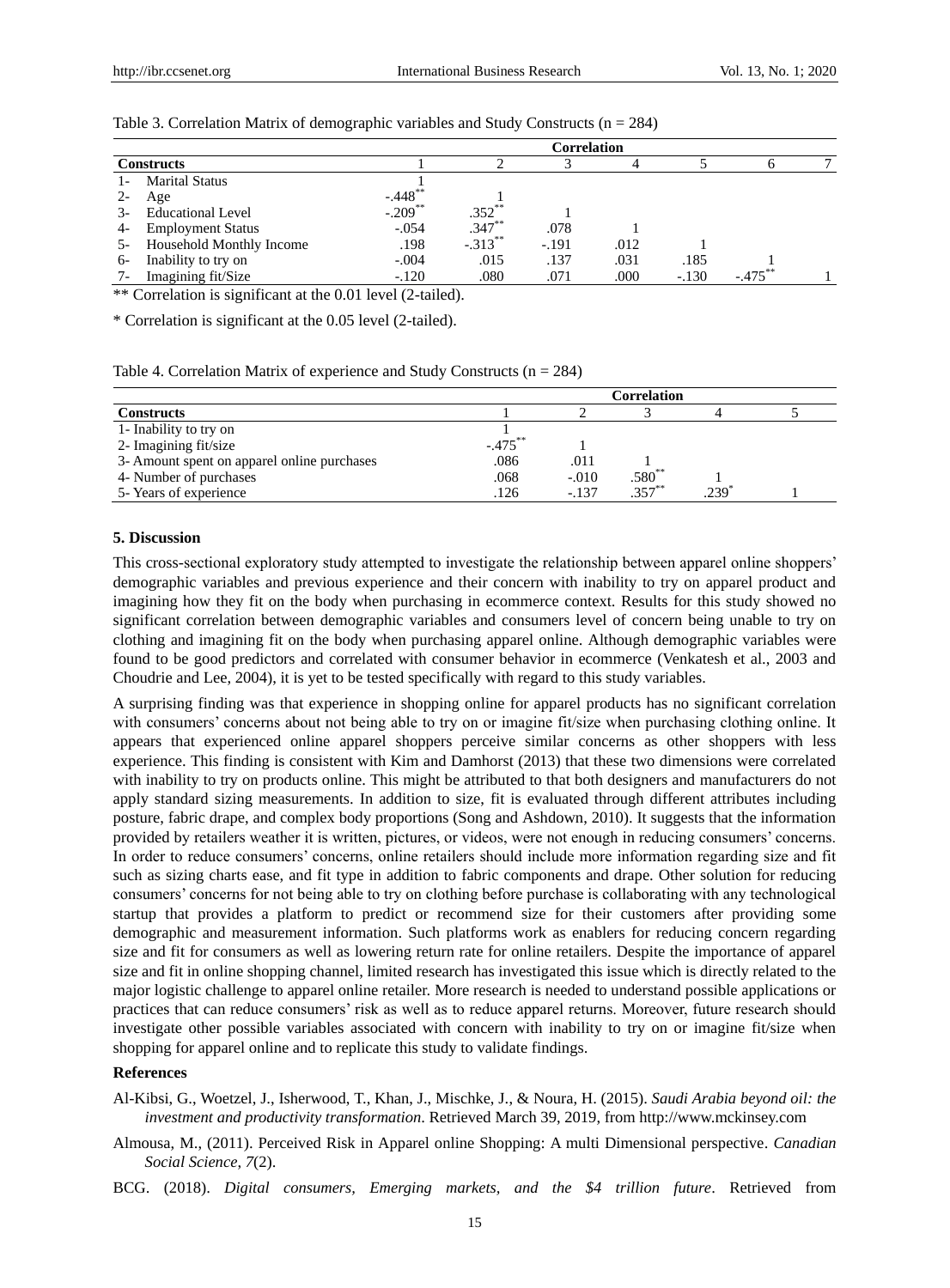Table 3. Correlation Matrix of demographic variables and Study Constructs (n = 284)

| Constructs | Correlation | | | | | | |
|---|---|---|---|---|---|---|---|
| | 1 | 2 | 3 | 4 | 5 | 6 | 7 |
| 1- Marital Status | 1 | | | | | | |
| 2- Age | -.448** | 1 | | | | | |
| 3- Educational Level | -.209** | .352** | 1 | | | | |
| 4- Employment Status | -.054 | .347** | .078 | 1 | | | |
| 5- Household Monthly Income | .198 | -.313** | -.191 | .012 | 1 | | |
| 6- Inability to try on | -.004 | .015 | .137 | .031 | .185 | 1 | |
| 7- Imagining fit/Size | -.120 | .080 | .071 | .000 | -.130 | -.475** | 1 |

** Correlation is significant at the 0.01 level (2-tailed).

* Correlation is significant at the 0.05 level (2-tailed).

Table 4. Correlation Matrix of experience and Study Constructs (n = 284)

| Constructs | Correlation | | | | |
|---|---|---|---|---|---|
| | 1 | 2 | 3 | 4 | 5 |
| 1- Inability to try on | 1 | | | | |
| 2- Imagining fit/size | -.475** | 1 | | | |
| 3- Amount spent on apparel online purchases | .086 | .011 | 1 | | |
| 4- Number of purchases | .068 | -.010 | .580** | 1 | |
| 5- Years of experience | .126 | -.137 | .357** | .239* | 1 |

## 5. Discussion

This cross-sectional exploratory study attempted to investigate the relationship between apparel online shoppers' demographic variables and previous experience and their concern with inability to try on apparel product and imagining how they fit on the body when purchasing in ecommerce context. Results for this study showed no significant correlation between demographic variables and consumers level of concern being unable to try on clothing and imagining fit on the body when purchasing apparel online. Although demographic variables were found to be good predictors and correlated with consumer behavior in ecommerce (Venkatesh et al., 2003 and Choudrie and Lee, 2004), it is yet to be tested specifically with regard to this study variables.

A surprising finding was that experience in shopping online for apparel products has no significant correlation with consumers' concerns about not being able to try on or imagine fit/size when purchasing clothing online. It appears that experienced online apparel shoppers perceive similar concerns as other shoppers with less experience. This finding is consistent with Kim and Damhorst (2013) that these two dimensions were correlated with inability to try on products online. This might be attributed to that both designers and manufacturers do not apply standard sizing measurements. In addition to size, fit is evaluated through different attributes including posture, fabric drape, and complex body proportions (Song and Ashdown, 2010). It suggests that the information provided by retailers weather it is written, pictures, or videos, were not enough in reducing consumers' concerns. In order to reduce consumers' concerns, online retailers should include more information regarding size and fit such as sizing charts ease, and fit type in addition to fabric components and drape. Other solution for reducing consumers' concerns for not being able to try on clothing before purchase is collaborating with any technological startup that provides a platform to predict or recommend size for their customers after providing some demographic and measurement information. Such platforms work as enablers for reducing concern regarding size and fit for consumers as well as lowering return rate for online retailers. Despite the importance of apparel size and fit in online shopping channel, limited research has investigated this issue which is directly related to the major logistic challenge to apparel online retailer. More research is needed to understand possible applications or practices that can reduce consumers' risk as well as to reduce apparel returns. Moreover, future research should investigate other possible variables associated with concern with inability to try on or imagine fit/size when shopping for apparel online and to replicate this study to validate findings.

## References

Al-Kibsi, G., Woetzel, J., Isherwood, T., Khan, J., Mischke, J., & Noura, H. (2015). *Saudi Arabia beyond oil: the investment and productivity transformation*. Retrieved March 39, 2019, from http://www.mckinsey.com

Almousa, M., (2011). Perceived Risk in Apparel online Shopping: A multi Dimensional perspective. *Canadian Social Science*, *7*(2).

BCG. (2018). *Digital consumers, Emerging markets, and the $4 trillion future*. Retrieved from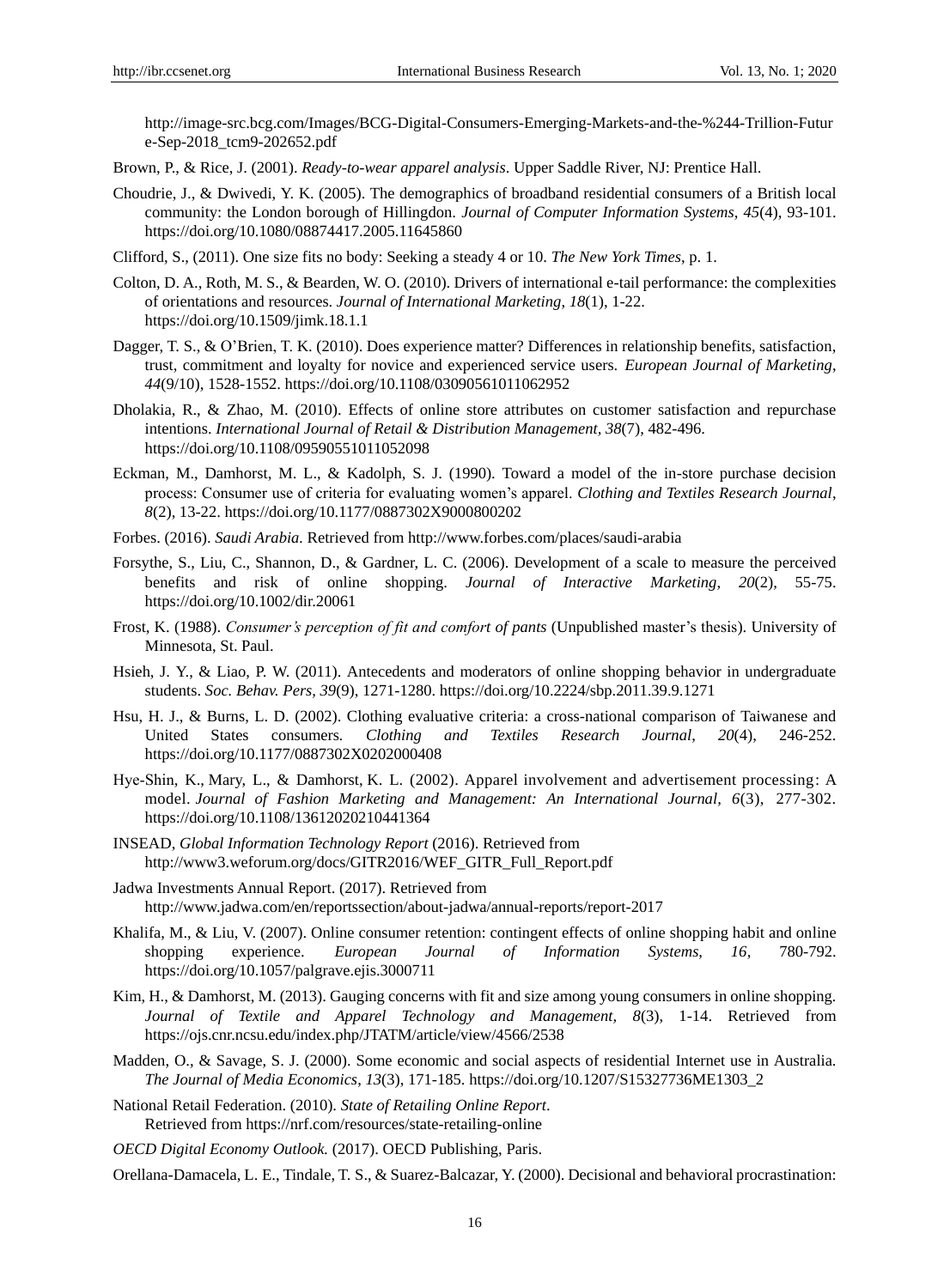http://image-src.bcg.com/Images/BCG-Digital-Consumers-Emerging-Markets-and-the-%244-Trillion-Future-Sep-2018_tcm9-202652.pdf

Brown, P., & Rice, J. (2001). *Ready-to-wear apparel analysis*. Upper Saddle River, NJ: Prentice Hall.

Choudrie, J., & Dwivedi, Y. K. (2005). The demographics of broadband residential consumers of a British local community: the London borough of Hillingdon. *Journal of Computer Information Systems, 45*(4), 93-101. https://doi.org/10.1080/08874417.2005.11645860

Clifford, S., (2011). One size fits no body: Seeking a steady 4 or 10. *The New York Times*, p. 1.

Colton, D. A., Roth, M. S., & Bearden, W. O. (2010). Drivers of international e-tail performance: the complexities of orientations and resources. *Journal of International Marketing, 18*(1), 1-22. https://doi.org/10.1509/jimk.18.1.1

Dagger, T. S., & O'Brien, T. K. (2010). Does experience matter? Differences in relationship benefits, satisfaction, trust, commitment and loyalty for novice and experienced service users. *European Journal of Marketing*, *44*(9/10), 1528-1552. https://doi.org/10.1108/03090561011062952

Dholakia, R., & Zhao, M. (2010). Effects of online store attributes on customer satisfaction and repurchase intentions. *International Journal of Retail & Distribution Management*, *38*(7), 482-496. https://doi.org/10.1108/09590551011052098

Eckman, M., Damhorst, M. L., & Kadolph, S. J. (1990). Toward a model of the in-store purchase decision process: Consumer use of criteria for evaluating women's apparel. *Clothing and Textiles Research Journal*, *8*(2), 13-22. https://doi.org/10.1177/0887302X9000800202

Forbes. (2016). *Saudi Arabia.* Retrieved from http://www.forbes.com/places/saudi-arabia

Forsythe, S., Liu, C., Shannon, D., & Gardner, L. C. (2006). Development of a scale to measure the perceived benefits and risk of online shopping. *Journal of Interactive Marketing, 20*(2), 55-75. https://doi.org/10.1002/dir.20061

Frost, K. (1988). *Consumer's perception of fit and comfort of pants* (Unpublished master's thesis). University of Minnesota, St. Paul.

Hsieh, J. Y., & Liao, P. W. (2011). Antecedents and moderators of online shopping behavior in undergraduate students. *Soc. Behav. Pers, 39*(9), 1271-1280. https://doi.org/10.2224/sbp.2011.39.9.1271

Hsu, H. J., & Burns, L. D. (2002). Clothing evaluative criteria: a cross-national comparison of Taiwanese and United States consumers. *Clothing and Textiles Research Journal*, *20*(4), 246-252. https://doi.org/10.1177/0887302X0202000408

Hye-Shin, K., Mary, L., & Damhorst, K. L. (2002). Apparel involvement and advertisement processing: A model. *Journal of Fashion Marketing and Management: An International Journal, 6*(3), 277-302. https://doi.org/10.1108/13612020210441364

INSEAD, *Global Information Technology Report* (2016). Retrieved from http://www3.weforum.org/docs/GITR2016/WEF_GITR_Full_Report.pdf

Jadwa Investments Annual Report. (2017). Retrieved from http://www.jadwa.com/en/reportssection/about-jadwa/annual-reports/report-2017

Khalifa, M., & Liu, V. (2007). Online consumer retention: contingent effects of online shopping habit and online shopping experience. *European Journal of Information Systems, 16*, 780-792. https://doi.org/10.1057/palgrave.ejis.3000711

Kim, H., & Damhorst, M. (2013). Gauging concerns with fit and size among young consumers in online shopping. *Journal of Textile and Apparel Technology and Management, 8*(3), 1-14. Retrieved from https://ojs.cnr.ncsu.edu/index.php/JTATM/article/view/4566/2538

Madden, O., & Savage, S. J. (2000). Some economic and social aspects of residential Internet use in Australia. *The Journal of Media Economics*, *13*(3), 171-185. https://doi.org/10.1207/S15327736ME1303_2

National Retail Federation. (2010). *State of Retailing Online Report*. Retrieved from https://nrf.com/resources/state-retailing-online

*OECD Digital Economy Outlook.* (2017). OECD Publishing, Paris.

Orellana-Damacela, L. E., Tindale, T. S., & Suarez-Balcazar, Y. (2000). Decisional and behavioral procrastination: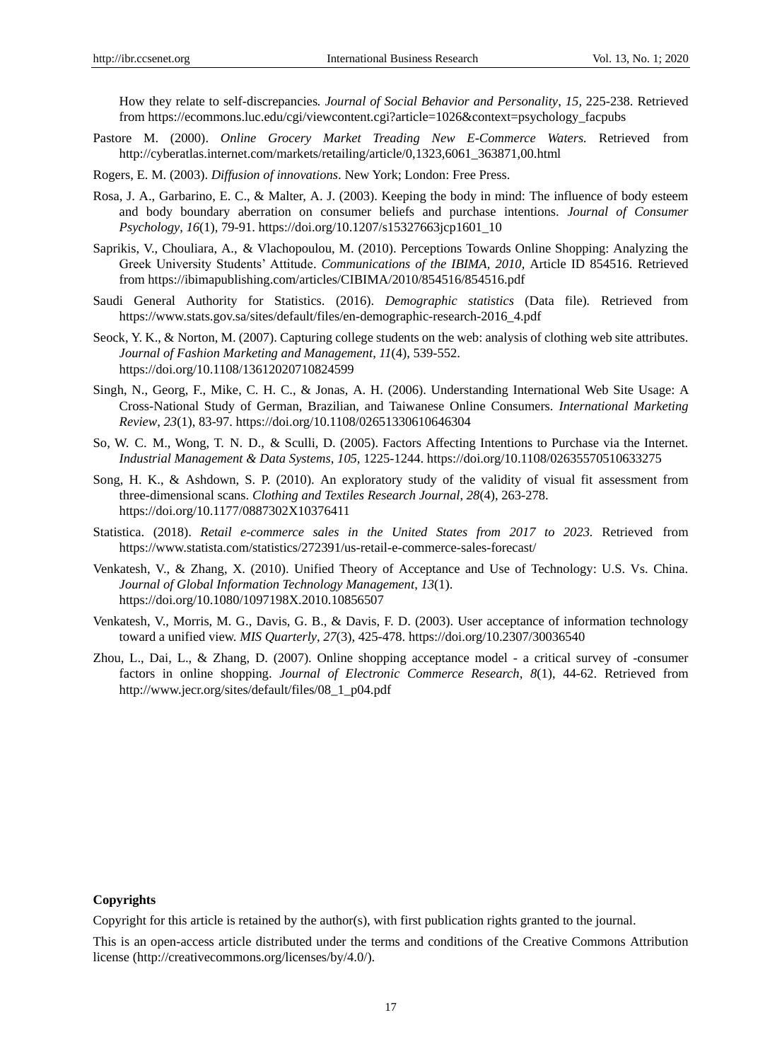How they relate to self-discrepancies. *Journal of Social Behavior and Personality*, *15*, 225-238. Retrieved from https://ecommons.luc.edu/cgi/viewcontent.cgi?article=1026&context=psychology_facpubs

Pastore M. (2000). *Online Grocery Market Treading New E-Commerce Waters.* Retrieved from http://cyberatlas.internet.com/markets/retailing/article/0,1323,6061_363871,00.html

Rogers, E. M. (2003). *Diffusion of innovations*. New York; London: Free Press.

Rosa, J. A., Garbarino, E. C., & Malter, A. J. (2003). Keeping the body in mind: The influence of body esteem and body boundary aberration on consumer beliefs and purchase intentions. *Journal of Consumer Psychology*, *16*(1), 79-91. https://doi.org/10.1207/s15327663jcp1601_10

Saprikis, V., Chouliara, A., & Vlachopoulou, M. (2010). Perceptions Towards Online Shopping: Analyzing the Greek University Students' Attitude. *Communications of the IBIMA*, *2010*, Article ID 854516. Retrieved from https://ibimapublishing.com/articles/CIBIMA/2010/854516/854516.pdf

Saudi General Authority for Statistics. (2016). *Demographic statistics* (Data file). Retrieved from https://www.stats.gov.sa/sites/default/files/en-demographic-research-2016_4.pdf

Seock, Y. K., & Norton, M. (2007). Capturing college students on the web: analysis of clothing web site attributes. *Journal of Fashion Marketing and Management*, *11*(4), 539-552. https://doi.org/10.1108/13612020710824599

Singh, N., Georg, F., Mike, C. H. C., & Jonas, A. H. (2006). Understanding International Web Site Usage: A Cross-National Study of German, Brazilian, and Taiwanese Online Consumers. *International Marketing Review*, *23*(1), 83-97. https://doi.org/10.1108/02651330610646304

So, W. C. M., Wong, T. N. D., & Sculli, D. (2005). Factors Affecting Intentions to Purchase via the Internet. *Industrial Management & Data Systems*, *105*, 1225-1244. https://doi.org/10.1108/02635570510633275

Song, H. K., & Ashdown, S. P. (2010). An exploratory study of the validity of visual fit assessment from three-dimensional scans. *Clothing and Textiles Research Journal*, *28*(4), 263-278. https://doi.org/10.1177/0887302X10376411

Statistica. (2018). *Retail e-commerce sales in the United States from 2017 to 2023.* Retrieved from https://www.statista.com/statistics/272391/us-retail-e-commerce-sales-forecast/

Venkatesh, V., & Zhang, X. (2010). Unified Theory of Acceptance and Use of Technology: U.S. Vs. China. *Journal of Global Information Technology Management*, *13*(1). https://doi.org/10.1080/1097198X.2010.10856507

Venkatesh, V., Morris, M. G., Davis, G. B., & Davis, F. D. (2003). User acceptance of information technology toward a unified view. *MIS Quarterly*, *27*(3), 425-478. https://doi.org/10.2307/30036540

Zhou, L., Dai, L., & Zhang, D. (2007). Online shopping acceptance model - a critical survey of -consumer factors in online shopping. *Journal of Electronic Commerce Research*, *8*(1), 44-62. Retrieved from http://www.jecr.org/sites/default/files/08_1_p04.pdf

**Copyrights**

Copyright for this article is retained by the author(s), with first publication rights granted to the journal.

This is an open-access article distributed under the terms and conditions of the Creative Commons Attribution license (http://creativecommons.org/licenses/by/4.0/).